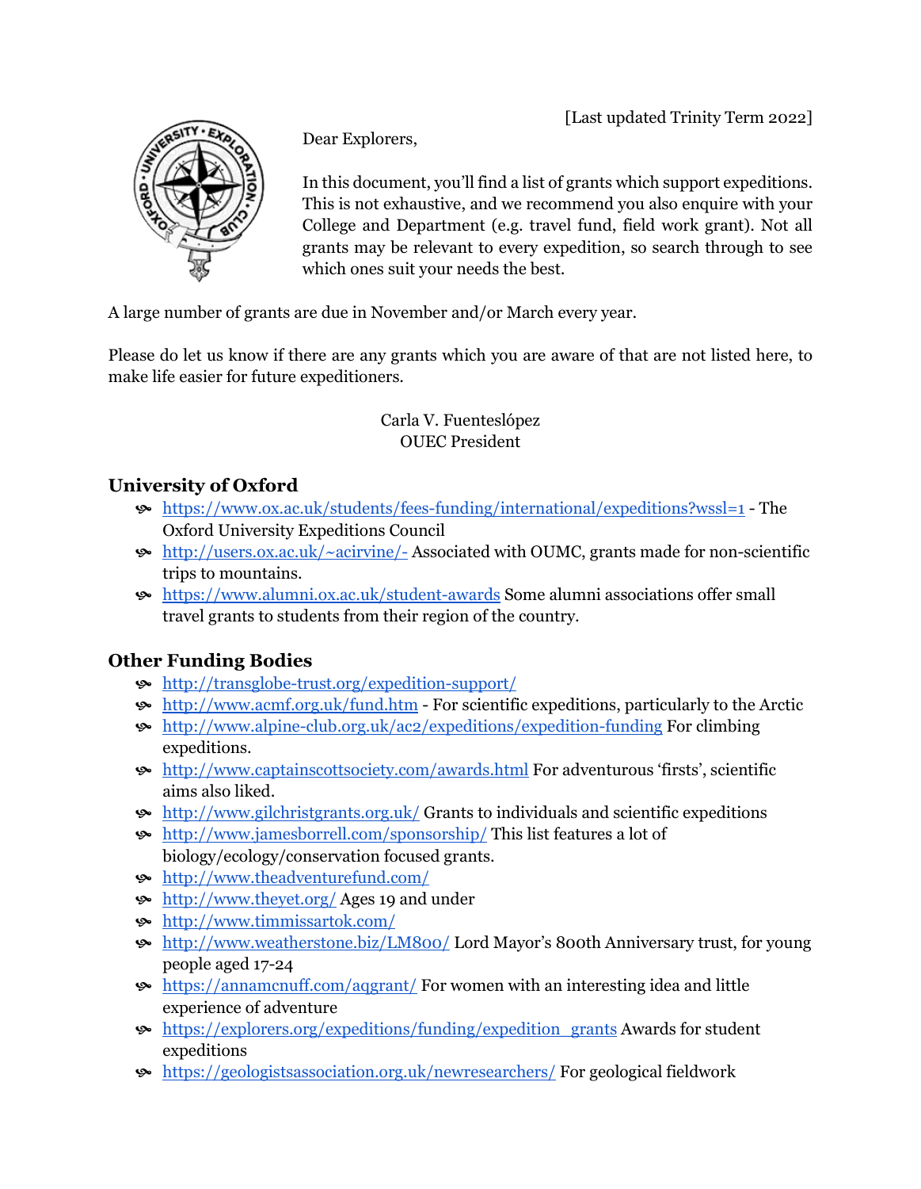[Last updated Trinity Term 2022]

Dear Explorers,

In this document, you'll find a list of grants which support expeditions. This is not exhaustive, and we recommend you also enquire with your College and Department (e.g. travel fund, field work grant). Not all grants may be relevant to every expedition, so search through to see which ones suit your needs the best.

A large number of grants are due in November and/or March every year.

Please do let us know if there are any grants which you are aware of that are not listed here, to make life easier for future expeditioners.

Carla V. Fuenteslópez
OUEC President

## University of Oxford

- https://www.ox.ac.uk/students/fees-funding/international/expeditions?wssl=1 - The Oxford University Expeditions Council
- http://users.ox.ac.uk/~acirvine/- Associated with OUMC, grants made for non-scientific trips to mountains.
- https://www.alumni.ox.ac.uk/student-awards Some alumni associations offer small travel grants to students from their region of the country.

## Other Funding Bodies

- http://transglobe-trust.org/expedition-support/
- http://www.acmf.org.uk/fund.htm - For scientific expeditions, particularly to the Arctic
- http://www.alpine-club.org.uk/ac2/expeditions/expedition-funding For climbing expeditions.
- http://www.captainscottsociety.com/awards.html For adventurous 'firsts', scientific aims also liked.
- http://www.gilchristgrants.org.uk/ Grants to individuals and scientific expeditions
- http://www.jamesborrell.com/sponsorship/ This list features a lot of biology/ecology/conservation focused grants.
- http://www.theadventurefund.com/
- http://www.theyet.org/ Ages 19 and under
- http://www.timmissartok.com/
- http://www.weatherstone.biz/LM800/ Lord Mayor's 800th Anniversary trust, for young people aged 17-24
- https://annamcnuff.com/aqgrant/ For women with an interesting idea and little experience of adventure
- https://explorers.org/expeditions/funding/expedition_grants Awards for student expeditions
- https://geologistsassociation.org.uk/newresearchers/ For geological fieldwork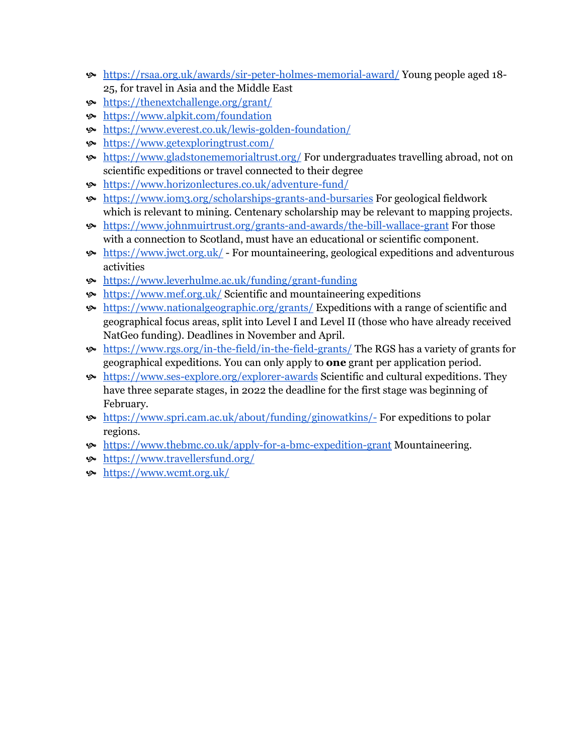- https://rsaa.org.uk/awards/sir-peter-holmes-memorial-award/ Young people aged 18-25, for travel in Asia and the Middle East
- https://thenextchallenge.org/grant/
- https://www.alpkit.com/foundation
- https://www.everest.co.uk/lewis-golden-foundation/
- https://www.getexploringtrust.com/
- https://www.gladstonememorialtrust.org/ For undergraduates travelling abroad, not on scientific expeditions or travel connected to their degree
- https://www.horizonlectures.co.uk/adventure-fund/
- https://www.iom3.org/scholarships-grants-and-bursaries For geological fieldwork which is relevant to mining. Centenary scholarship may be relevant to mapping projects.
- https://www.johnmuirtrust.org/grants-and-awards/the-bill-wallace-grant For those with a connection to Scotland, must have an educational or scientific component.
- https://www.jwct.org.uk/ - For mountaineering, geological expeditions and adventurous activities
- https://www.leverhulme.ac.uk/funding/grant-funding
- https://www.mef.org.uk/ Scientific and mountaineering expeditions
- https://www.nationalgeographic.org/grants/ Expeditions with a range of scientific and geographical focus areas, split into Level I and Level II (those who have already received NatGeo funding). Deadlines in November and April.
- https://www.rgs.org/in-the-field/in-the-field-grants/ The RGS has a variety of grants for geographical expeditions. You can only apply to **one** grant per application period.
- https://www.ses-explore.org/explorer-awards Scientific and cultural expeditions. They have three separate stages, in 2022 the deadline for the first stage was beginning of February.
- https://www.spri.cam.ac.uk/about/funding/ginowatkins/- For expeditions to polar regions.
- https://www.thebmc.co.uk/apply-for-a-bmc-expedition-grant Mountaineering.
- https://www.travellersfund.org/
- https://www.wcmt.org.uk/